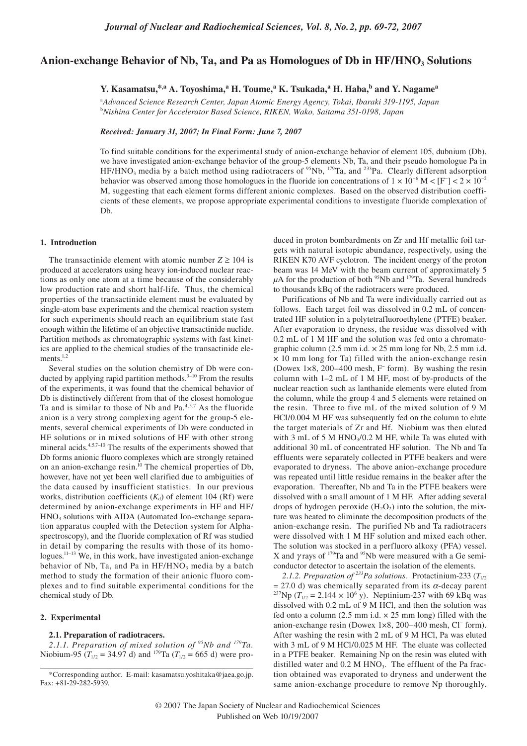# Anion-exchange Behavior of Nb, Ta, and Pa as Homologues of Db in $HF/HNO_3$ Solutions

**Y. Kasamatsu,[*,a] A. Toyoshima,[a] H. Toume,[a] K. Tsukada,[a] H. Haba[b] and Y. Nagame[a]**

[a]*Advanced Science Research Center, Japan Atomic Energy Agency, Tokai, Ibaraki 319-1195, Japan*
[b]*Nishina Center for Accelerator Based Science, RIKEN, Wako, Saitama 351-0198, Japan*

***Received: January 31, 2007; In Final Form: June 7, 2007***

To find suitable conditions for the experimental study of anion-exchange behavior of element 105, dubnium (Db), we have investigated anion-exchange behavior of the group-5 elements Nb, Ta, and their pseudo homologue Pa in $HF/HNO_3$ media by a batch method using radiotracers of $^{95}$Nb, $^{179}$Ta, and $^{233}$Pa. Clearly different adsorption behavior was observed among those homologues in the fluoride ion concentrations of $1 \times 10^{-6}$ M < [F$^-$] < $2 \times 10^{-2}$ M, suggesting that each element forms different anionic complexes. Based on the observed distribution coefficients of these elements, we propose appropriate experimental conditions to investigate fluoride complexation of Db.

## 1. Introduction

The transactinide element with atomic number $Z \geq 104$ is produced at accelerators using heavy ion-induced nuclear reactions as only one atom at a time because of the considerably low production rate and short half-life. Thus, the chemical properties of the transactinide element must be evaluated by single-atom base experiments and the chemical reaction system for such experiments should reach an equilibrium state fast enough within the lifetime of an objective transactinide nuclide. Partition methods as chromatographic systems with fast kinetics are applied to the chemical studies of the transactinide elements.[1,2]

Several studies on the solution chemistry of Db were conducted by applying rapid partition methods.[3–10] From the results of the experiments, it was found that the chemical behavior of Db is distinctively different from that of the closest homologue Ta and is similar to those of Nb and Pa.[4,5,7] As the fluoride anion is a very strong complexing agent for the group-5 elements, several chemical experiments of Db were conducted in HF solutions or in mixed solutions of HF with other strong mineral acids.[4,5,7–10] The results of the experiments showed that Db forms anionic fluoro complexes which are strongly retained on an anion-exchange resin.[10] The chemical properties of Db, however, have not yet been well clarified due to ambiguities of the data caused by insufficient statistics. In our previous works, distribution coefficients ($K_d$) of element 104 (Rf) were determined by anion-exchange experiments in HF and HF/$HNO_3$ solutions with AIDA (Automated Ion-exchange separation apparatus coupled with the Detection system for Alpha-spectroscopy), and the fluoride complexation of Rf was studied in detail by comparing the results with those of its homologues.[11–13] We, in this work, have investigated anion-exchange behavior of Nb, Ta, and Pa in $HF/HNO_3$ media by a batch method to study the formation of their anionic fluoro complexes and to find suitable experimental conditions for the chemical study of Db.

## 2. Experimental

### 2.1. Preparation of radiotracers.

*2.1.1. Preparation of mixed solution of $^{95}$Nb and $^{179}$Ta.* Niobium-95 ($T_{1/2}$ = 34.97 d) and $^{179}$Ta ($T_{1/2}$ = 665 d) were produced in proton bombardments on Zr and Hf metallic foil targets with natural isotopic abundance, respectively, using the RIKEN K70 AVF cyclotron. The incident energy of the proton beam was 14 MeV with the beam current of approximately 5 $\mu$A for the production of both $^{95}$Nb and $^{179}$Ta. Several hundreds to thousands kBq of the radiotracers were produced.

Purifications of Nb and Ta were individually carried out as follows. Each target foil was dissolved in 0.2 mL of concentrated HF solution in a polytetrafluoroethylene (PTFE) beaker. After evaporation to dryness, the residue was dissolved with 0.2 mL of 1 M HF and the solution was fed onto a chromatographic column (2.5 mm i.d. × 25 mm long for Nb, 2.5 mm i.d. × 10 mm long for Ta) filled with the anion-exchange resin (Dowex 1×8, 200–400 mesh, F$^-$ form). By washing the resin column with 1–2 mL of 1 M HF, most of by-products of the nuclear reaction such as lanthanide elements were eluted from the column, while the group 4 and 5 elements were retained on the resin. Three to five mL of the mixed solution of 9 M HCl/0.004 M HF was subsequently fed on the column to elute the target materials of Zr and Hf. Niobium was then eluted with 3 mL of 5 M $HNO_3$/0.2 M HF, while Ta was eluted with additional 30 mL of concentrated HF solution. The Nb and Ta effluents were separately collected in PTFE beakers and were evaporated to dryness. The above anion-exchange procedure was repeated until little residue remains in the beaker after the evaporation. Thereafter, Nb and Ta in the PTFE beakers were dissolved with a small amount of 1 M HF. After adding several drops of hydrogen peroxide ($H_2O_2$) into the solution, the mixture was heated to eliminate the decomposition products of the anion-exchange resin. The purified Nb and Ta radiotracers were dissolved with 1 M HF solution and mixed each other. The solution was stocked in a perfluoro alkoxy (PFA) vessel. X and $\gamma$ rays of $^{179}$Ta and $^{95}$Nb were measured with a Ge semiconductor detector to ascertain the isolation of the elements.

*2.1.2. Preparation of $^{233}$Pa solutions.* Protactinium-233 ($T_{1/2}$ = 27.0 d) was chemically separated from its $\alpha$-decay parent $^{237}$Np ($T_{1/2}$ = $2.144 \times 10^6$ y). Neptinium-237 with 69 kBq was dissolved with 0.2 mL of 9 M HCl, and then the solution was fed onto a column (2.5 mm i.d. × 25 mm long) filled with the anion-exchange resin (Dowex 1×8, 200–400 mesh, Cl$^-$ form). After washing the resin with 2 mL of 9 M HCl, Pa was eluted with 3 mL of 9 M HCl/0.025 M HF. The eluate was collected in a PTFE beaker. Remaining Np on the resin was eluted with distilled water and 0.2 M $HNO_3$. The effluent of the Pa fraction obtained was evaporated to dryness and underwent the same anion-exchange procedure to remove Np thoroughly.

---

*Corresponding author. E-mail: kasamatsu.yoshitaka@jaea.go.jp. Fax: +81-29-282-5939.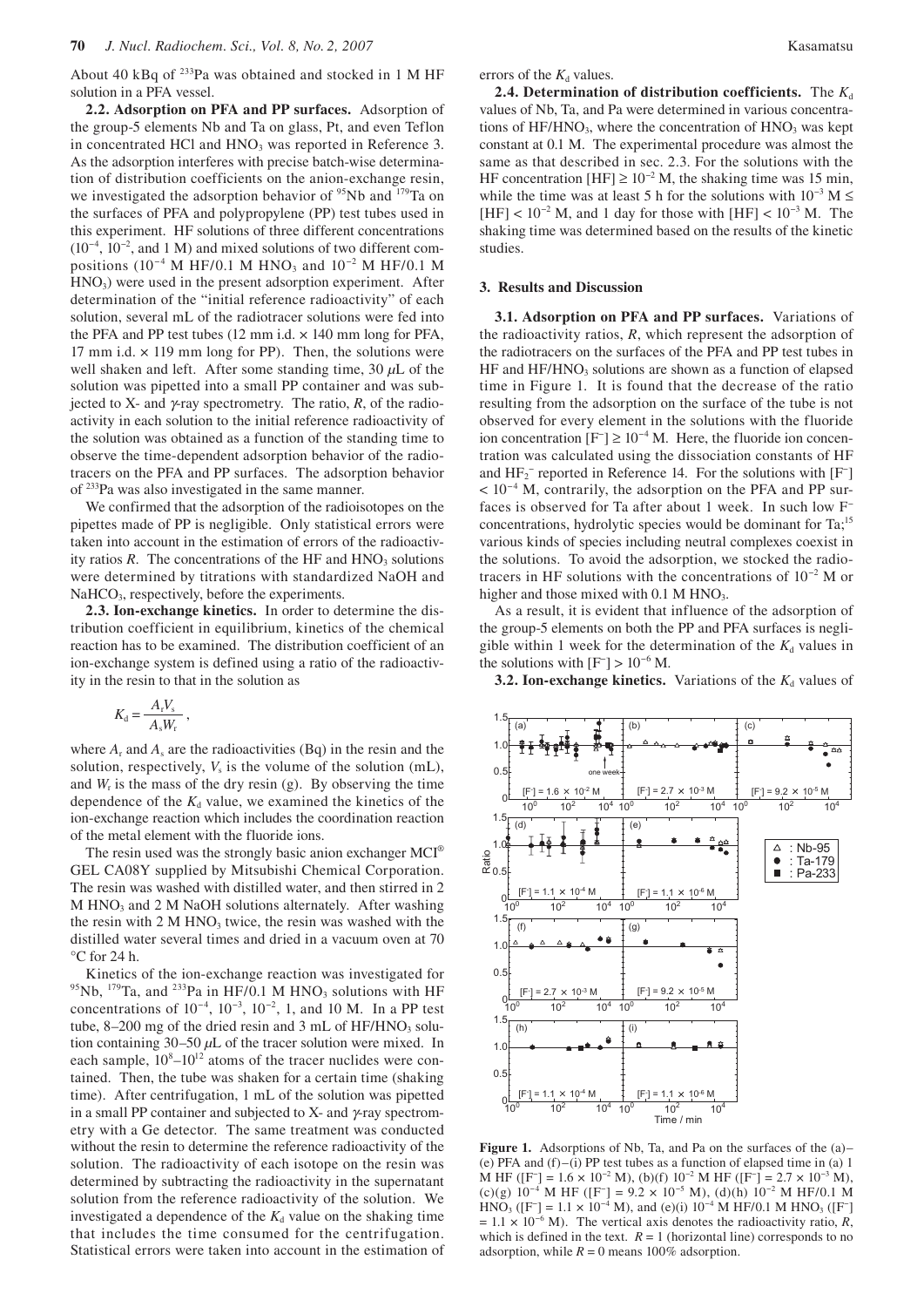About 40 kBq of $^{233}$Pa was obtained and stocked in 1 M HF solution in a PFA vessel.

**2.2. Adsorption on PFA and PP surfaces.** Adsorption of the group-5 elements Nb and Ta on glass, Pt, and even Teflon in concentrated HCl and $HNO_3$ was reported in Reference 3. As the adsorption interferes with precise batch-wise determination of distribution coefficients on the anion-exchange resin, we investigated the adsorption behavior of $^{95}$Nb and $^{179}$Ta on the surfaces of PFA and polypropylene (PP) test tubes used in this experiment. HF solutions of three different concentrations ($10^{-4}$, $10^{-2}$, and 1 M) and mixed solutions of two different compositions ($10^{-4}$ M HF/0.1 M $HNO_3$ and $10^{-2}$ M HF/0.1 M $HNO_3$) were used in the present adsorption experiment. After determination of the "initial reference radioactivity" of each solution, several mL of the radiotracer solutions were fed into the PFA and PP test tubes (12 mm i.d. × 140 mm long for PFA, 17 mm i.d. × 119 mm long for PP). Then, the solutions were well shaken and left. After some standing time, 30 $\mu$L of the solution was pipetted into a small PP container and was subjected to X- and $\gamma$-ray spectrometry. The ratio, $R$, of the radioactivity in each solution to the initial reference radioactivity of the solution was obtained as a function of the standing time to observe the time-dependent adsorption behavior of the radiotracers on the PFA and PP surfaces. The adsorption behavior of $^{233}$Pa was also investigated in the same manner.

We confirmed that the adsorption of the radioisotopes on the pipettes made of PP is negligible. Only statistical errors were taken into account in the estimation of errors of the radioactivity ratios $R$. The concentrations of the HF and $HNO_3$ solutions were determined by titrations with standardized NaOH and $NaHCO_3$, respectively, before the experiments.

**2.3. Ion-exchange kinetics.** In order to determine the distribution coefficient in equilibrium, kinetics of the chemical reaction has to be examined. The distribution coefficient of an ion-exchange system is defined using a ratio of the radioactivity in the resin to that in the solution as

$$K_d = \frac{A_r V_s}{A_s W_r},$$

where $A_r$ and $A_s$ are the radioactivities (Bq) in the resin and the solution, respectively, $V_s$ is the volume of the solution (mL), and $W_r$ is the mass of the dry resin (g). By observing the time dependence of the $K_d$ value, we examined the kinetics of the ion-exchange reaction which includes the coordination reaction of the metal element with the fluoride ions.

The resin used was the strongly basic anion exchanger MCI® GEL CA08Y supplied by Mitsubishi Chemical Corporation. The resin was washed with distilled water, and then stirred in 2 M $HNO_3$ and 2 M NaOH solutions alternately. After washing the resin with 2 M $HNO_3$ twice, the resin was washed with the distilled water several times and dried in a vacuum oven at 70 °C for 24 h.

Kinetics of the ion-exchange reaction was investigated for $^{95}$Nb, $^{179}$Ta, and $^{233}$Pa in HF/0.1 M $HNO_3$ solutions with HF concentrations of $10^{-4}$, $10^{-3}$, $10^{-2}$, 1, and 10 M. In a PP test tube, 8–200 mg of the dried resin and 3 mL of HF/$HNO_3$ solution containing 30–50 $\mu$L of the tracer solution were mixed. In each sample, $10^8$–$10^{12}$ atoms of the tracer nuclides were contained. Then, the tube was shaken for a certain time (shaking time). After centrifugation, 1 mL of the solution was pipetted in a small PP container and subjected to X- and $\gamma$-ray spectrometry with a Ge detector. The same treatment was conducted without the resin to determine the reference radioactivity of the solution. The radioactivity of each isotope on the resin was determined by subtracting the radioactivity in the supernatant solution from the reference radioactivity of the solution. We investigated a dependence of the $K_d$ value on the shaking time that includes the time consumed for the centrifugation. Statistical errors were taken into account in the estimation of errors of the $K_d$ values.

**2.4. Determination of distribution coefficients.** The $K_d$ values of Nb, Ta, and Pa were determined in various concentrations of HF/$HNO_3$, where the concentration of $HNO_3$ was kept constant at 0.1 M. The experimental procedure was almost the same as that described in sec. 2.3. For the solutions with the HF concentration [HF] ≥ $10^{-2}$ M, the shaking time was 15 min, while the time was at least 5 h for the solutions with $10^{-3}$ M ≤ [HF] < $10^{-2}$ M, and 1 day for those with [HF] < $10^{-3}$ M. The shaking time was determined based on the results of the kinetic studies.

## 3. Results and Discussion

**3.1. Adsorption on PFA and PP surfaces.** Variations of the radioactivity ratios, $R$, which represent the adsorption of the radiotracers on the surfaces of the PFA and PP test tubes in HF and HF/$HNO_3$ solutions are shown as a function of elapsed time in Figure 1. It is found that the decrease of the ratio resulting from the adsorption on the surface of the tube is not observed for every element in the solutions with the fluoride ion concentration $[F^-] \geq 10^{-4}$ M. Here, the fluoride ion concentration was calculated using the dissociation constants of HF and $HF_2^-$ reported in Reference 14. For the solutions with $[F^-] < 10^{-4}$ M, contrarily, the adsorption on the PFA and PP surfaces is observed for Ta after about 1 week. In such low $F^-$ concentrations, hydrolytic species would be dominant for Ta;[15] various kinds of species including neutral complexes coexist in the solutions. To avoid the adsorption, we stocked the radiotracers in HF solutions with the concentrations of $10^{-2}$ M or higher and those mixed with 0.1 M $HNO_3$.

As a result, it is evident that influence of the adsorption of the group-5 elements on both the PP and PFA surfaces is negligible within 1 week for the determination of the $K_d$ values in the solutions with $[F^-] > 10^{-6}$ M.

**3.2. Ion-exchange kinetics.** Variations of the $K_d$ values of

**Figure 1.** Adsorptions of Nb, Ta, and Pa on the surfaces of the (a)–(e) PFA and (f)–(i) PP test tubes as a function of elapsed time in (a) 1 M HF ($[F^-] = 1.6 \times 10^{-2}$ M), (b)(f) $10^{-2}$ M HF ($[F^-] = 2.7 \times 10^{-3}$ M), (c)(g) $10^{-4}$ M HF ($[F^-] = 9.2 \times 10^{-5}$ M), (d)(h) $10^{-2}$ M HF/0.1 M $HNO_3$ ($[F^-] = 1.1 \times 10^{-4}$ M), and (e)(i) $10^{-4}$ M HF/0.1 M $HNO_3$ ($[F^-] = 1.1 \times 10^{-6}$ M). The vertical axis denotes the radioactivity ratio, $R$, which is defined in the text. $R = 1$ (horizontal line) corresponds to no adsorption, while $R = 0$ means 100% adsorption.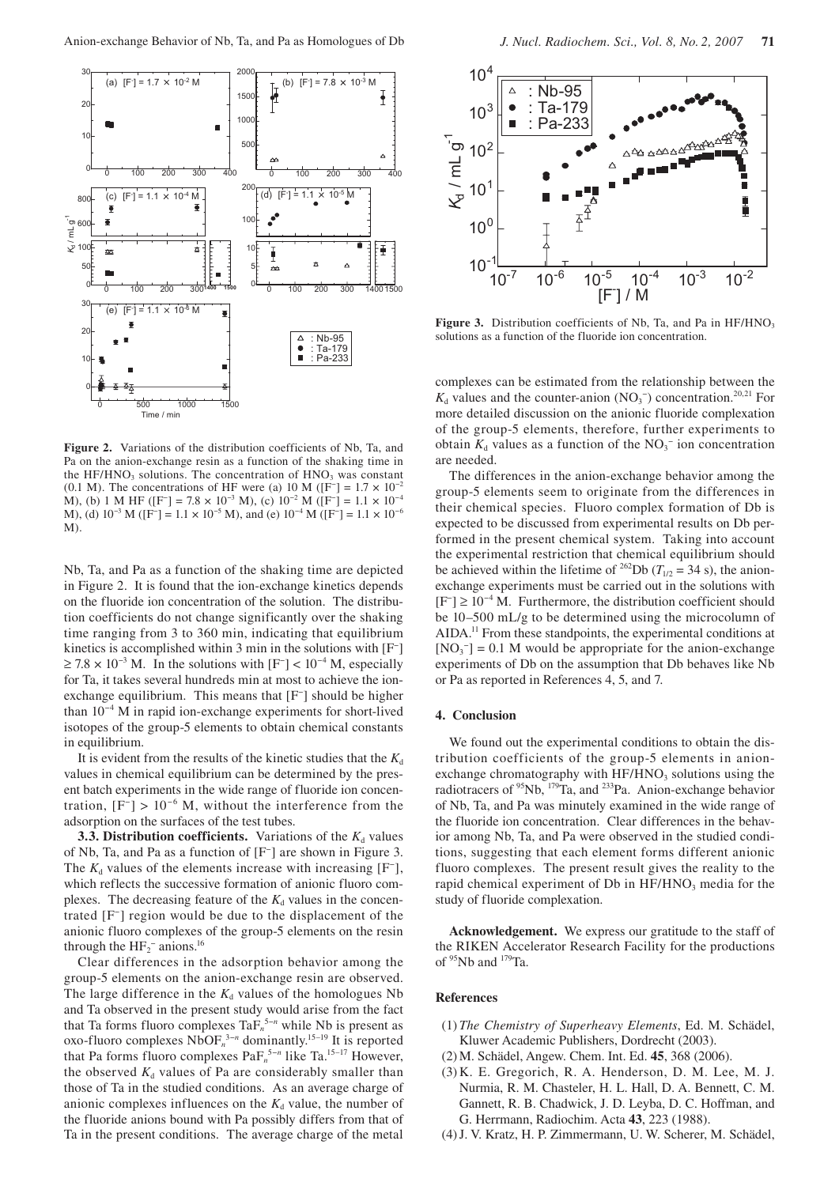**Figure 2.** Variations of the distribution coefficients of Nb, Ta, and Pa on the anion-exchange resin as a function of the shaking time in the HF/HNO$_3$ solutions. The concentration of HNO$_3$ was constant (0.1 M). The concentrations of HF were (a) 10 M ([F$^-$] = 1.7 × 10$^{-2}$ M), (b) 1 M HF ([F$^-$] = 7.8 × 10$^{-3}$ M), (c) 10$^{-2}$ M ([F$^-$] = 1.1 × 10$^{-4}$ M), (d) 10$^{-3}$ M ([F$^-$] = 1.1 × 10$^{-5}$ M), and (e) 10$^{-4}$ M ([F$^-$] = 1.1 × 10$^{-6}$ M).

Nb, Ta, and Pa as a function of the shaking time are depicted in Figure 2. It is found that the ion-exchange kinetics depends on the fluoride ion concentration of the solution. The distribution coefficients do not change significantly over the shaking time ranging from 3 to 360 min, indicating that equilibrium kinetics is accomplished within 3 min in the solutions with [F$^-$] ≥ 7.8 × 10$^{-3}$ M. In the solutions with [F$^-$] < 10$^{-4}$ M, especially for Ta, it takes several hundreds min at most to achieve the ion-exchange equilibrium. This means that [F$^-$] should be higher than 10$^{-4}$ M in rapid ion-exchange experiments for short-lived isotopes of the group-5 elements to obtain chemical constants in equilibrium.

It is evident from the results of the kinetic studies that the $K_d$ values in chemical equilibrium can be determined by the present batch experiments in the wide range of fluoride ion concentration, [F$^-$] > 10$^{-6}$ M, without the interference from the adsorption on the surfaces of the test tubes.

**3.3. Distribution coefficients.** Variations of the $K_d$ values of Nb, Ta, and Pa as a function of [F$^-$] are shown in Figure 3. The $K_d$ values of the elements increase with increasing [F$^-$], which reflects the successive formation of anionic fluoro complexes. The decreasing feature of the $K_d$ values in the concentrated [F$^-$] region would be due to the displacement of the anionic fluoro complexes of the group-5 elements on the resin through the $HF_2^-$ anions.[16]

Clear differences in the adsorption behavior among the group-5 elements on the anion-exchange resin are observed. The large difference in the $K_d$ values of the homologues Nb and Ta observed in the present study would arise from the fact that Ta forms fluoro complexes $TaF_n^{5-n}$ while Nb is present as oxo-fluoro complexes $NbOF_n^{3-n}$ dominantly.[15–19] It is reported that Pa forms fluoro complexes $PaF_n^{5-n}$ like Ta.[15–17] However, the observed $K_d$ values of Pa are considerably smaller than those of Ta in the studied conditions. As an average charge of anionic complexes influences on the $K_d$ value, the number of the fluoride anions bound with Pa possibly differs from that of Ta in the present conditions. The average charge of the metal complexes can be estimated from the relationship between the $K_d$ values and the counter-anion ($NO_3^-$) concentration.[20,21] For more detailed discussion on the anionic fluoride complexation of the group-5 elements, therefore, further experiments to obtain $K_d$ values as a function of the $NO_3^-$ ion concentration are needed.

**Figure 3.** Distribution coefficients of Nb, Ta, and Pa in HF/HNO$_3$ solutions as a function of the fluoride ion concentration.

The differences in the anion-exchange behavior among the group-5 elements seem to originate from the differences in their chemical species. Fluoro complex formation of Db is expected to be discussed from experimental results on Db performed in the present chemical system. Taking into account the experimental restriction that chemical equilibrium should be achieved within the lifetime of $^{262}$Db ($T_{1/2}$ = 34 s), the anion-exchange experiments must be carried out in the solutions with [F$^-$] ≥ 10$^{-4}$ M. Furthermore, the distribution coefficient should be 10–500 mL/g to be determined using the microcolumn of AIDA.[11] From these standpoints, the experimental conditions at [NO$_3^-$] = 0.1 M would be appropriate for the anion-exchange experiments of Db on the assumption that Db behaves like Nb or Pa as reported in References 4, 5, and 7.

## 4. Conclusion

We found out the experimental conditions to obtain the distribution coefficients of the group-5 elements in anion-exchange chromatography with HF/HNO$_3$ solutions using the radiotracers of $^{95}$Nb, $^{179}$Ta, and $^{233}$Pa. Anion-exchange behavior of Nb, Ta, and Pa was minutely examined in the wide range of the fluoride ion concentration. Clear differences in the behavior among Nb, Ta, and Pa were observed in the studied conditions, suggesting that each element forms different anionic fluoro complexes. The present result gives the reality to the rapid chemical experiment of Db in HF/HNO$_3$ media for the study of fluoride complexation.

**Acknowledgement.** We express our gratitude to the staff of the RIKEN Accelerator Research Facility for the productions of $^{95}$Nb and $^{179}$Ta.

## References

(1) *The Chemistry of Superheavy Elements*, Ed. M. Schädel, Kluwer Academic Publishers, Dordrecht (2003).
(2) M. Schädel, Angew. Chem. Int. Ed. **45**, 368 (2006).
(3) K. E. Gregorich, R. A. Henderson, D. M. Lee, M. J. Nurmia, R. M. Chasteler, H. L. Hall, D. A. Bennett, C. M. Gannett, R. B. Chadwick, J. D. Leyba, D. C. Hoffman, and G. Herrmann, Radiochim. Acta **43**, 223 (1988).
(4) J. V. Kratz, H. P. Zimmermann, U. W. Scherer, M. Schädel,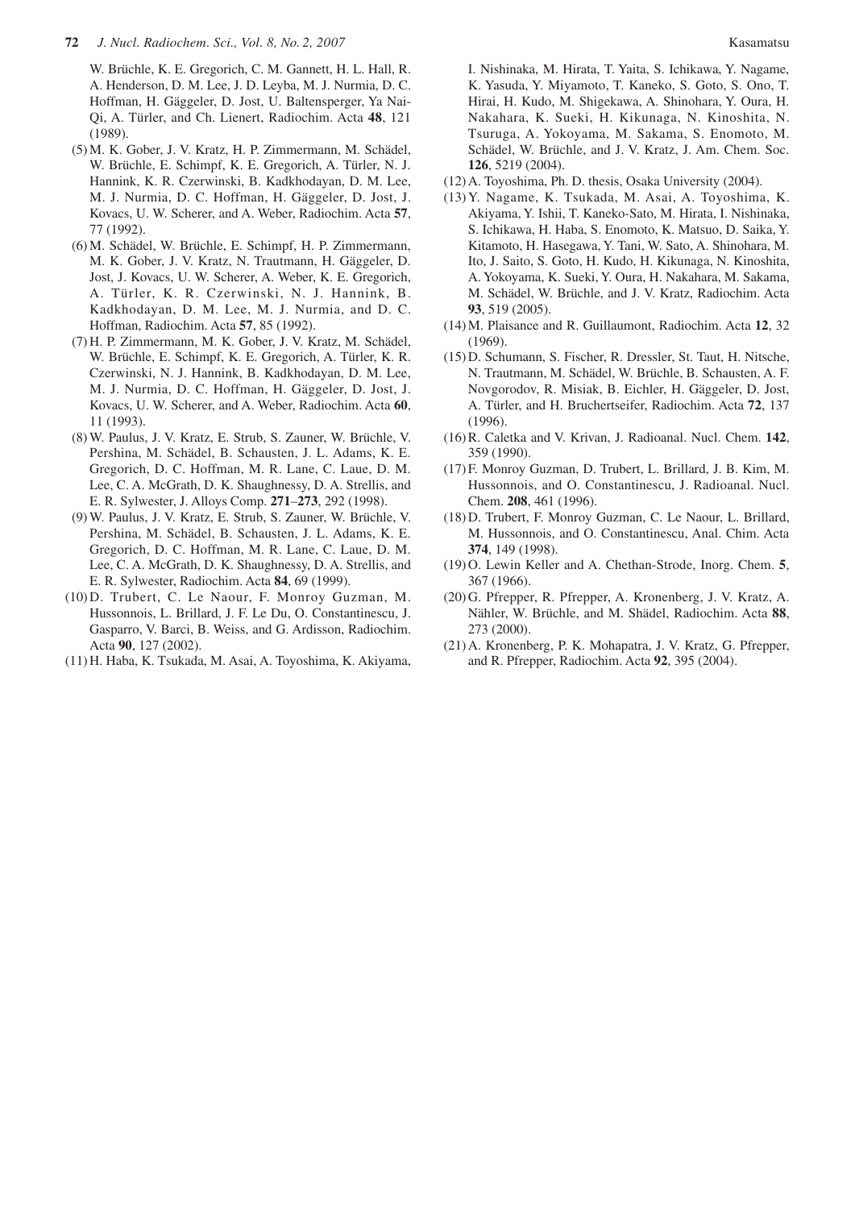W. Brüchle, K. E. Gregorich, C. M. Gannett, H. L. Hall, R. A. Henderson, D. M. Lee, J. D. Leyba, M. J. Nurmia, D. C. Hoffman, H. Gäggeler, D. Jost, U. Baltensperger, Ya Nai-Qi, A. Türler, and Ch. Lienert, Radiochim. Acta **48**, 121 (1989).

(5) M. K. Gober, J. V. Kratz, H. P. Zimmermann, M. Schädel, W. Brüchle, E. Schimpf, K. E. Gregorich, A. Türler, N. J. Hannink, K. R. Czerwinski, B. Kadkhodayan, D. M. Lee, M. J. Nurmia, D. C. Hoffman, H. Gäggeler, D. Jost, J. Kovacs, U. W. Scherer, and A. Weber, Radiochim. Acta **57**, 77 (1992).

(6) M. Schädel, W. Brüchle, E. Schimpf, H. P. Zimmermann, M. K. Gober, J. V. Kratz, N. Trautmann, H. Gäggeler, D. Jost, J. Kovacs, U. W. Scherer, A. Weber, K. E. Gregorich, A. Türler, K. R. Czerwinski, N. J. Hannink, B. Kadkhodayan, D. M. Lee, M. J. Nurmia, and D. C. Hoffman, Radiochim. Acta **57**, 85 (1992).

(7) H. P. Zimmermann, M. K. Gober, J. V. Kratz, M. Schädel, W. Brüchle, E. Schimpf, K. E. Gregorich, A. Türler, K. R. Czerwinski, N. J. Hannink, B. Kadkhodayan, D. M. Lee, M. J. Nurmia, D. C. Hoffman, H. Gäggeler, D. Jost, J. Kovacs, U. W. Scherer, and A. Weber, Radiochim. Acta **60**, 11 (1993).

(8) W. Paulus, J. V. Kratz, E. Strub, S. Zauner, W. Brüchle, V. Pershina, M. Schädel, B. Schausten, J. L. Adams, K. E. Gregorich, D. C. Hoffman, M. R. Lane, C. Laue, D. M. Lee, C. A. McGrath, D. K. Shaughnessy, D. A. Strellis, and E. R. Sylwester, J. Alloys Comp. **271**–**273**, 292 (1998).

(9) W. Paulus, J. V. Kratz, E. Strub, S. Zauner, W. Brüchle, V. Pershina, M. Schädel, B. Schausten, J. L. Adams, K. E. Gregorich, D. C. Hoffman, M. R. Lane, C. Laue, D. M. Lee, C. A. McGrath, D. K. Shaughnessy, D. A. Strellis, and E. R. Sylwester, Radiochim. Acta **84**, 69 (1999).

(10) D. Trubert, C. Le Naour, F. Monroy Guzman, M. Hussonnois, L. Brillard, J. F. Le Du, O. Constantinescu, J. Gasparro, V. Barci, B. Weiss, and G. Ardisson, Radiochim. Acta **90**, 127 (2002).

(11) H. Haba, K. Tsukada, M. Asai, A. Toyoshima, K. Akiyama, I. Nishinaka, M. Hirata, T. Yaita, S. Ichikawa, Y. Nagame, K. Yasuda, Y. Miyamoto, T. Kaneko, S. Goto, S. Ono, T. Hirai, H. Kudo, M. Shigekawa, A. Shinohara, Y. Oura, H. Nakahara, K. Sueki, H. Kikunaga, N. Kinoshita, N. Tsuruga, A. Yokoyama, M. Sakama, S. Enomoto, M. Schädel, W. Brüchle, and J. V. Kratz, J. Am. Chem. Soc. **126**, 5219 (2004).

(12) A. Toyoshima, Ph. D. thesis, Osaka University (2004).

(13) Y. Nagame, K. Tsukada, M. Asai, A. Toyoshima, K. Akiyama, Y. Ishii, T. Kaneko-Sato, M. Hirata, I. Nishinaka, S. Ichikawa, H. Haba, S. Enomoto, K. Matsuo, D. Saika, Y. Kitamoto, H. Hasegawa, Y. Tani, W. Sato, A. Shinohara, M. Ito, J. Saito, S. Goto, H. Kudo, H. Kikunaga, N. Kinoshita, A. Yokoyama, K. Sueki, Y. Oura, H. Nakahara, M. Sakama, M. Schädel, W. Brüchle, and J. V. Kratz, Radiochim. Acta **93**, 519 (2005).

(14) M. Plaisance and R. Guillaumont, Radiochim. Acta **12**, 32 (1969).

(15) D. Schumann, S. Fischer, R. Dressler, St. Taut, H. Nitsche, N. Trautmann, M. Schädel, W. Brüchle, B. Schausten, A. F. Novgorodov, R. Misiak, B. Eichler, H. Gäggeler, D. Jost, A. Türler, and H. Bruchertseifer, Radiochim. Acta **72**, 137 (1996).

(16) R. Caletka and V. Krivan, J. Radioanal. Nucl. Chem. **142**, 359 (1990).

(17) F. Monroy Guzman, D. Trubert, L. Brillard, J. B. Kim, M. Hussonnois, and O. Constantinescu, J. Radioanal. Nucl. Chem. **208**, 461 (1996).

(18) D. Trubert, F. Monroy Guzman, C. Le Naour, L. Brillard, M. Hussonnois, and O. Constantinescu, Anal. Chim. Acta **374**, 149 (1998).

(19) O. Lewin Keller and A. Chethan-Strode, Inorg. Chem. **5**, 367 (1966).

(20) G. Pfrepper, R. Pfrepper, A. Kronenberg, J. V. Kratz, A. Nähler, W. Brüchle, and M. Shädel, Radiochim. Acta **88**, 273 (2000).

(21) A. Kronenberg, P. K. Mohapatra, J. V. Kratz, G. Pfrepper, and R. Pfrepper, Radiochim. Acta **92**, 395 (2004).